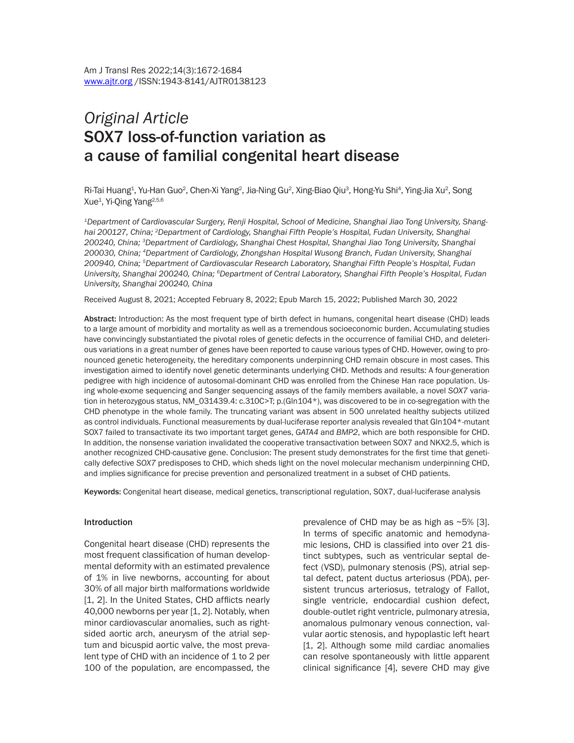*Original Article*

# SOX7 loss-of-function variation as a cause of familial congenital heart disease

Ri-Tai Huang[1], Yu-Han Guo[2], Chen-Xi Yang[2], Jia-Ning Gu[2], Xing-Biao Qiu[3], Hong-Yu Shi[4], Ying-Jia Xu[2], Song Xue[1], Yi-Qing Yang[2,5,6]

*[1]Department of Cardiovascular Surgery, Renji Hospital, School of Medicine, Shanghai Jiao Tong University, Shanghai 200127, China; [2]Department of Cardiology, Shanghai Fifth People's Hospital, Fudan University, Shanghai 200240, China; [3]Department of Cardiology, Shanghai Chest Hospital, Shanghai Jiao Tong University, Shanghai 200030, China; [4]Department of Cardiology, Zhongshan Hospital Wusong Branch, Fudan University, Shanghai 200940, China; [5]Department of Cardiovascular Research Laboratory, Shanghai Fifth People's Hospital, Fudan University, Shanghai 200240, China; [6]Department of Central Laboratory, Shanghai Fifth People's Hospital, Fudan University, Shanghai 200240, China*

Received August 8, 2021; Accepted February 8, 2022; Epub March 15, 2022; Published March 30, 2022

**Abstract:** Introduction: As the most frequent type of birth defect in humans, congenital heart disease (CHD) leads to a large amount of morbidity and mortality as well as a tremendous socioeconomic burden. Accumulating studies have convincingly substantiated the pivotal roles of genetic defects in the occurrence of familial CHD, and deleterious variations in a great number of genes have been reported to cause various types of CHD. However, owing to pronounced genetic heterogeneity, the hereditary components underpinning CHD remain obscure in most cases. This investigation aimed to identify novel genetic determinants underlying CHD. Methods and results: A four-generation pedigree with high incidence of autosomal-dominant CHD was enrolled from the Chinese Han race population. Using whole-exome sequencing and Sanger sequencing assays of the family members available, a novel *SOX7* variation in heterozygous status, NM_031439.4: c.310C>T; p.(Gln104*), was discovered to be in co-segregation with the CHD phenotype in the whole family. The truncating variant was absent in 500 unrelated healthy subjects utilized as control individuals. Functional measurements by dual-luciferase reporter analysis revealed that Gln104*-mutant SOX7 failed to transactivate its two important target genes, *GATA4* and *BMP2*, which are both responsible for CHD. In addition, the nonsense variation invalidated the cooperative transactivation between SOX7 and NKX2.5, which is another recognized CHD-causative gene. Conclusion: The present study demonstrates for the first time that genetically defective *SOX7* predisposes to CHD, which sheds light on the novel molecular mechanism underpinning CHD, and implies significance for precise prevention and personalized treatment in a subset of CHD patients.

**Keywords:** Congenital heart disease, medical genetics, transcriptional regulation, SOX7, dual-luciferase analysis

## Introduction

Congenital heart disease (CHD) represents the most frequent classification of human developmental deformity with an estimated prevalence of 1% in live newborns, accounting for about 30% of all major birth malformations worldwide [1, 2]. In the United States, CHD afflicts nearly 40,000 newborns per year [1, 2]. Notably, when minor cardiovascular anomalies, such as right-sided aortic arch, aneurysm of the atrial septum and bicuspid aortic valve, the most prevalent type of CHD with an incidence of 1 to 2 per 100 of the population, are encompassed, the prevalence of CHD may be as high as ~5% [3]. In terms of specific anatomic and hemodynamic lesions, CHD is classified into over 21 distinct subtypes, such as ventricular septal defect (VSD), pulmonary stenosis (PS), atrial septal defect, patent ductus arteriosus (PDA), persistent truncus arteriosus, tetralogy of Fallot, single ventricle, endocardial cushion defect, double-outlet right ventricle, pulmonary atresia, anomalous pulmonary venous connection, valvular aortic stenosis, and hypoplastic left heart [1, 2]. Although some mild cardiac anomalies can resolve spontaneously with little apparent clinical significance [4], severe CHD may give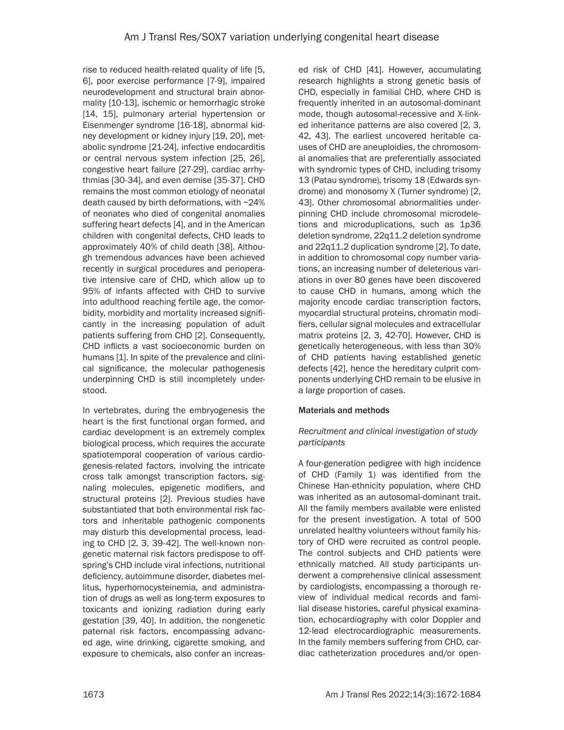rise to reduced health-related quality of life [5, 6], poor exercise performance [7-9], impaired neurodevelopment and structural brain abnormality [10-13], ischemic or hemorrhagic stroke [14, 15], pulmonary arterial hypertension or Eisenmenger syndrome [16-18], abnormal kidney development or kidney injury [19, 20], metabolic syndrome [21-24], infective endocarditis or central nervous system infection [25, 26], congestive heart failure [27-29], cardiac arrhythmias [30-34], and even demise [35-37]. CHD remains the most common etiology of neonatal death caused by birth deformations, with ~24% of neonates who died of congenital anomalies suffering heart defects [4], and in the American children with congenital defects, CHD leads to approximately 40% of child death [38]. Although tremendous advances have been achieved recently in surgical procedures and perioperative intensive care of CHD, which allow up to 95% of infants affected with CHD to survive into adulthood reaching fertile age, the comorbidity, morbidity and mortality increased significantly in the increasing population of adult patients suffering from CHD [2]. Consequently, CHD inflicts a vast socioeconomic burden on humans [1]. In spite of the prevalence and clinical significance, the molecular pathogenesis underpinning CHD is still incompletely understood.

In vertebrates, during the embryogenesis the heart is the first functional organ formed, and cardiac development is an extremely complex biological process, which requires the accurate spatiotemporal cooperation of various cardiogenesis-related factors, involving the intricate cross talk amongst transcription factors, signaling molecules, epigenetic modifiers, and structural proteins [2]. Previous studies have substantiated that both environmental risk factors and inheritable pathogenic components may disturb this developmental process, leading to CHD [2, 3, 39-42]. The well-known nongenetic maternal risk factors predispose to offspring's CHD include viral infections, nutritional deficiency, autoimmune disorder, diabetes mellitus, hyperhomocysteinemia, and administration of drugs as well as long-term exposures to toxicants and ionizing radiation during early gestation [39, 40]. In addition, the nongenetic paternal risk factors, encompassing advanced age, wine drinking, cigarette smoking, and exposure to chemicals, also confer an increased risk of CHD [41]. However, accumulating research highlights a strong genetic basis of CHD, especially in familial CHD, where CHD is frequently inherited in an autosomal-dominant mode, though autosomal-recessive and X-linked inheritance patterns are also covered [2, 3, 42, 43]. The earliest uncovered heritable causes of CHD are aneuploidies, the chromosomal anomalies that are preferentially associated with syndromic types of CHD, including trisomy 13 (Patau syndrome), trisomy 18 (Edwards syndrome) and monosomy X (Turner syndrome) [2, 43]. Other chromosomal abnormalities underpinning CHD include chromosomal microdeletions and microduplications, such as 1p36 deletion syndrome, 22q11.2 deletion syndrome and 22q11.2 duplication syndrome [2]. To date, in addition to chromosomal copy number variations, an increasing number of deleterious variations in over 80 genes have been discovered to cause CHD in humans, among which the majority encode cardiac transcription factors, myocardial structural proteins, chromatin modifiers, cellular signal molecules and extracellular matrix proteins [2, 3, 42-70]. However, CHD is genetically heterogeneous, with less than 30% of CHD patients having established genetic defects [42], hence the hereditary culprit components underlying CHD remain to be elusive in a large proportion of cases.

## Materials and methods

### *Recruitment and clinical investigation of study participants*

A four-generation pedigree with high incidence of CHD (Family 1) was identified from the Chinese Han-ethnicity population, where CHD was inherited as an autosomal-dominant trait. All the family members available were enlisted for the present investigation. A total of 500 unrelated healthy volunteers without family history of CHD were recruited as control people. The control subjects and CHD patients were ethnically matched. All study participants underwent a comprehensive clinical assessment by cardiologists, encompassing a thorough review of individual medical records and familial disease histories, careful physical examination, echocardiography with color Doppler and 12-lead electrocardiographic measurements. In the family members suffering from CHD, cardiac catheterization procedures and/or open-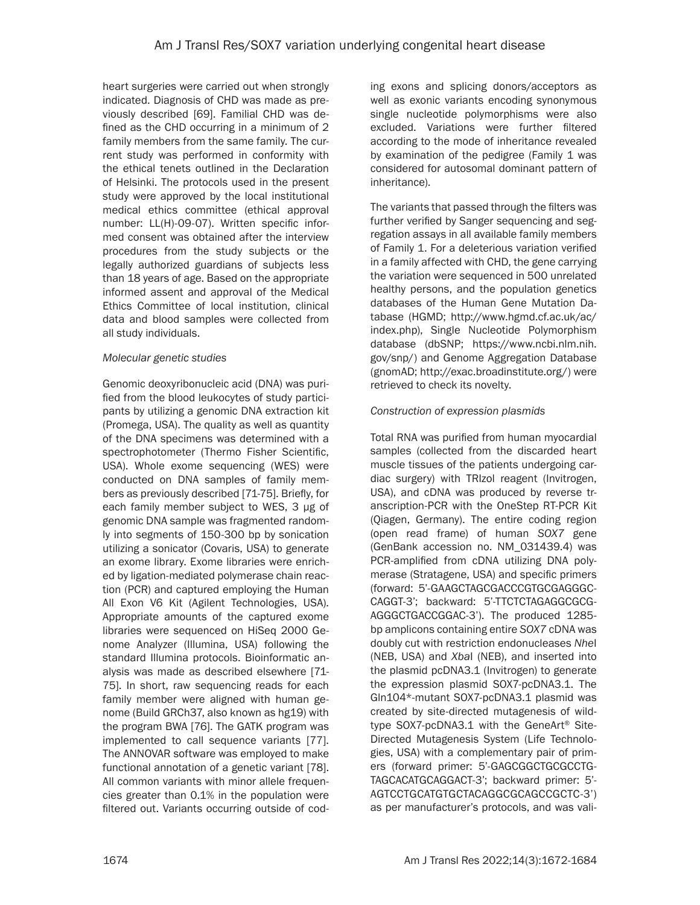heart surgeries were carried out when strongly indicated. Diagnosis of CHD was made as previously described [69]. Familial CHD was defined as the CHD occurring in a minimum of 2 family members from the same family. The current study was performed in conformity with the ethical tenets outlined in the Declaration of Helsinki. The protocols used in the present study were approved by the local institutional medical ethics committee (ethical approval number: LL(H)-09-07). Written specific informed consent was obtained after the interview procedures from the study subjects or the legally authorized guardians of subjects less than 18 years of age. Based on the appropriate informed assent and approval of the Medical Ethics Committee of local institution, clinical data and blood samples were collected from all study individuals.

*Molecular genetic studies*

Genomic deoxyribonucleic acid (DNA) was purified from the blood leukocytes of study participants by utilizing a genomic DNA extraction kit (Promega, USA). The quality as well as quantity of the DNA specimens was determined with a spectrophotometer (Thermo Fisher Scientific, USA). Whole exome sequencing (WES) were conducted on DNA samples of family members as previously described [71-75]. Briefly, for each family member subject to WES, 3 μg of genomic DNA sample was fragmented randomly into segments of 150-300 bp by sonication utilizing a sonicator (Covaris, USA) to generate an exome library. Exome libraries were enriched by ligation-mediated polymerase chain reaction (PCR) and captured employing the Human All Exon V6 Kit (Agilent Technologies, USA). Appropriate amounts of the captured exome libraries were sequenced on HiSeq 2000 Genome Analyzer (Illumina, USA) following the standard Illumina protocols. Bioinformatic analysis was made as described elsewhere [71-75]. In short, raw sequencing reads for each family member were aligned with human genome (Build GRCh37, also known as hg19) with the program BWA [76]. The GATK program was implemented to call sequence variants [77]. The ANNOVAR software was employed to make functional annotation of a genetic variant [78]. All common variants with minor allele frequencies greater than 0.1% in the population were filtered out. Variants occurring outside of coding exons and splicing donors/acceptors as well as exonic variants encoding synonymous single nucleotide polymorphisms were also excluded. Variations were further filtered according to the mode of inheritance revealed by examination of the pedigree (Family 1 was considered for autosomal dominant pattern of inheritance).

The variants that passed through the filters was further verified by Sanger sequencing and segregation assays in all available family members of Family 1. For a deleterious variation verified in a family affected with CHD, the gene carrying the variation were sequenced in 500 unrelated healthy persons, and the population genetics databases of the Human Gene Mutation Database (HGMD; http://www.hgmd.cf.ac.uk/ac/index.php), Single Nucleotide Polymorphism database (dbSNP; https://www.ncbi.nlm.nih.gov/snp/) and Genome Aggregation Database (gnomAD; http://exac.broadinstitute.org/) were retrieved to check its novelty.

*Construction of expression plasmids*

Total RNA was purified from human myocardial samples (collected from the discarded heart muscle tissues of the patients undergoing cardiac surgery) with TRIzol reagent (Invitrogen, USA), and cDNA was produced by reverse transcription-PCR with the OneStep RT-PCR Kit (Qiagen, Germany). The entire coding region (open read frame) of human *SOX7* gene (GenBank accession no. NM_031439.4) was PCR-amplified from cDNA utilizing DNA polymerase (Stratagene, USA) and specific primers (forward: 5'-GAAGCTAGCGACCCGTGCGAGGGCCAGGT-3'; backward: 5'-TTCTCTAGAGGCGCGAGGGCTGACCGGAC-3'). The produced 1285-bp amplicons containing entire *SOX7* cDNA was doubly cut with restriction endonucleases *Nhe*I (NEB, USA) and *Xba*I (NEB), and inserted into the plasmid pcDNA3.1 (Invitrogen) to generate the expression plasmid SOX7-pcDNA3.1. The Gln104*-mutant SOX7-pcDNA3.1 plasmid was created by site-directed mutagenesis of wild-type SOX7-pcDNA3.1 with the GeneArt® Site-Directed Mutagenesis System (Life Technologies, USA) with a complementary pair of primers (forward primer: 5'-GAGCGGCTGCGCCTGTAGCACATGCAGGACT-3'; backward primer: 5'-AGTCCTGCATGTGCTACAGGCGCAGCCGCTC-3') as per manufacturer's protocols, and was vali-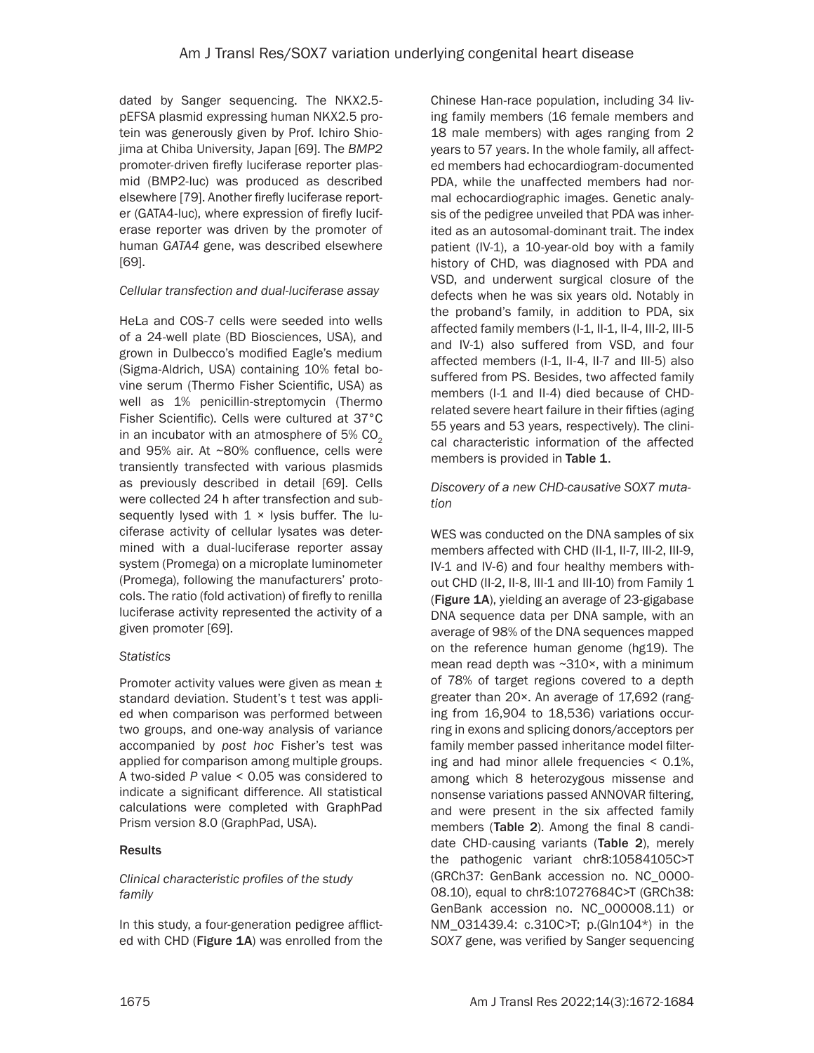dated by Sanger sequencing. The NKX2.5-pEFSA plasmid expressing human NKX2.5 protein was generously given by Prof. Ichiro Shiojima at Chiba University, Japan [69]. The *BMP2* promoter-driven firefly luciferase reporter plasmid (BMP2-luc) was produced as described elsewhere [79]. Another firefly luciferase reporter (GATA4-luc), where expression of firefly luciferase reporter was driven by the promoter of human *GATA4* gene, was described elsewhere [69].

### *Cellular transfection and dual-luciferase assay*

HeLa and COS-7 cells were seeded into wells of a 24-well plate (BD Biosciences, USA), and grown in Dulbecco's modified Eagle's medium (Sigma-Aldrich, USA) containing 10% fetal bovine serum (Thermo Fisher Scientific, USA) as well as 1% penicillin-streptomycin (Thermo Fisher Scientific). Cells were cultured at 37°C in an incubator with an atmosphere of 5% $CO_2$ and 95% air. At ~80% confluence, cells were transiently transfected with various plasmids as previously described in detail [69]. Cells were collected 24 h after transfection and subsequently lysed with 1 × lysis buffer. The luciferase activity of cellular lysates was determined with a dual-luciferase reporter assay system (Promega) on a microplate luminometer (Promega), following the manufacturers' protocols. The ratio (fold activation) of firefly to renilla luciferase activity represented the activity of a given promoter [69].

### *Statistics*

Promoter activity values were given as mean ± standard deviation. Student's t test was applied when comparison was performed between two groups, and one-way analysis of variance accompanied by *post hoc* Fisher's test was applied for comparison among multiple groups. A two-sided *P* value < 0.05 was considered to indicate a significant difference. All statistical calculations were completed with GraphPad Prism version 8.0 (GraphPad, USA).

## Results

### *Clinical characteristic profiles of the study family*

In this study, a four-generation pedigree afflicted with CHD (**Figure 1A**) was enrolled from the Chinese Han-race population, including 34 living family members (16 female members and 18 male members) with ages ranging from 2 years to 57 years. In the whole family, all affected members had echocardiogram-documented PDA, while the unaffected members had normal echocardiographic images. Genetic analysis of the pedigree unveiled that PDA was inherited as an autosomal-dominant trait. The index patient (IV-1), a 10-year-old boy with a family history of CHD, was diagnosed with PDA and VSD, and underwent surgical closure of the defects when he was six years old. Notably in the proband's family, in addition to PDA, six affected family members (I-1, II-1, II-4, III-2, III-5 and IV-1) also suffered from VSD, and four affected members (I-1, II-4, II-7 and III-5) also suffered from PS. Besides, two affected family members (I-1 and II-4) died because of CHD-related severe heart failure in their fifties (aging 55 years and 53 years, respectively). The clinical characteristic information of the affected members is provided in **Table 1**.

### *Discovery of a new CHD-causative SOX7 mutation*

WES was conducted on the DNA samples of six members affected with CHD (II-1, II-7, III-2, III-9, IV-1 and IV-6) and four healthy members without CHD (II-2, II-8, III-1 and III-10) from Family 1 (**Figure 1A**), yielding an average of 23-gigabase DNA sequence data per DNA sample, with an average of 98% of the DNA sequences mapped on the reference human genome (hg19). The mean read depth was ~310×, with a minimum of 78% of target regions covered to a depth greater than 20×. An average of 17,692 (ranging from 16,904 to 18,536) variations occurring in exons and splicing donors/acceptors per family member passed inheritance model filtering and had minor allele frequencies < 0.1%, among which 8 heterozygous missense and nonsense variations passed ANNOVAR filtering, and were present in the six affected family members (**Table 2**). Among the final 8 candidate CHD-causing variants (**Table 2**), merely the pathogenic variant chr8:10584105C>T (GRCh37: GenBank accession no. NC_000008.10), equal to chr8:10727684C>T (GRCh38: GenBank accession no. NC_000008.11) or NM_031439.4: c.310C>T; p.(Gln104*) in the *SOX7* gene, was verified by Sanger sequencing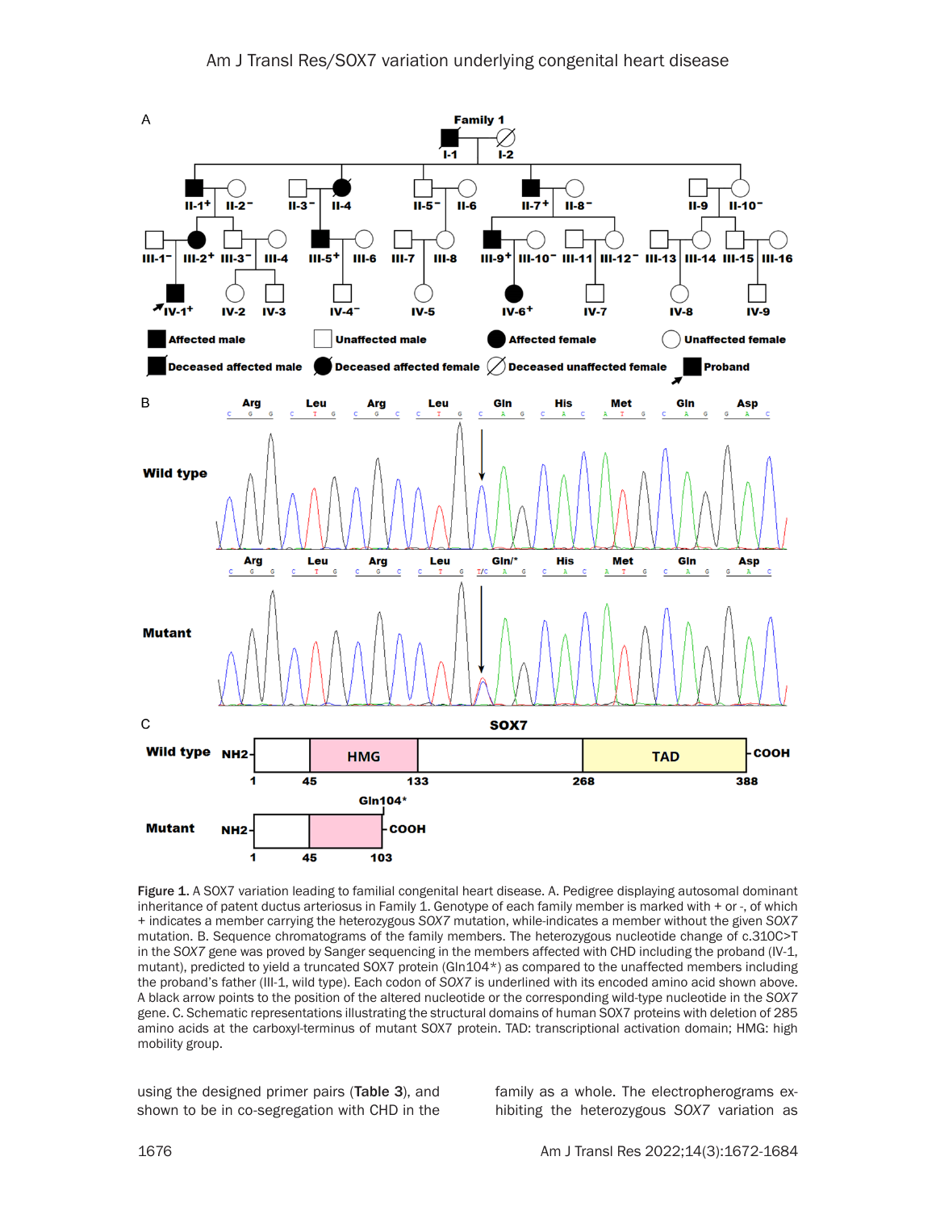Figure 1. A SOX7 variation leading to familial congenital heart disease. A. Pedigree displaying autosomal dominant inheritance of patent ductus arteriosus in Family 1. Genotype of each family member is marked with + or -, of which + indicates a member carrying the heterozygous *SOX7* mutation, while-indicates a member without the given *SOX7* mutation. B. Sequence chromatograms of the family members. The heterozygous nucleotide change of c.310C>T in the *SOX7* gene was proved by Sanger sequencing in the members affected with CHD including the proband (IV-1, mutant), predicted to yield a truncated SOX7 protein (Gln104*) as compared to the unaffected members including the proband's father (III-1, wild type). Each codon of *SOX7* is underlined with its encoded amino acid shown above. A black arrow points to the position of the altered nucleotide or the corresponding wild-type nucleotide in the *SOX7* gene. C. Schematic representations illustrating the structural domains of human SOX7 proteins with deletion of 285 amino acids at the carboxyl-terminus of mutant SOX7 protein. TAD: transcriptional activation domain; HMG: high mobility group.

using the designed primer pairs (**Table 3**), and shown to be in co-segregation with CHD in the family as a whole. The electropherograms exhibiting the heterozygous *SOX7* variation as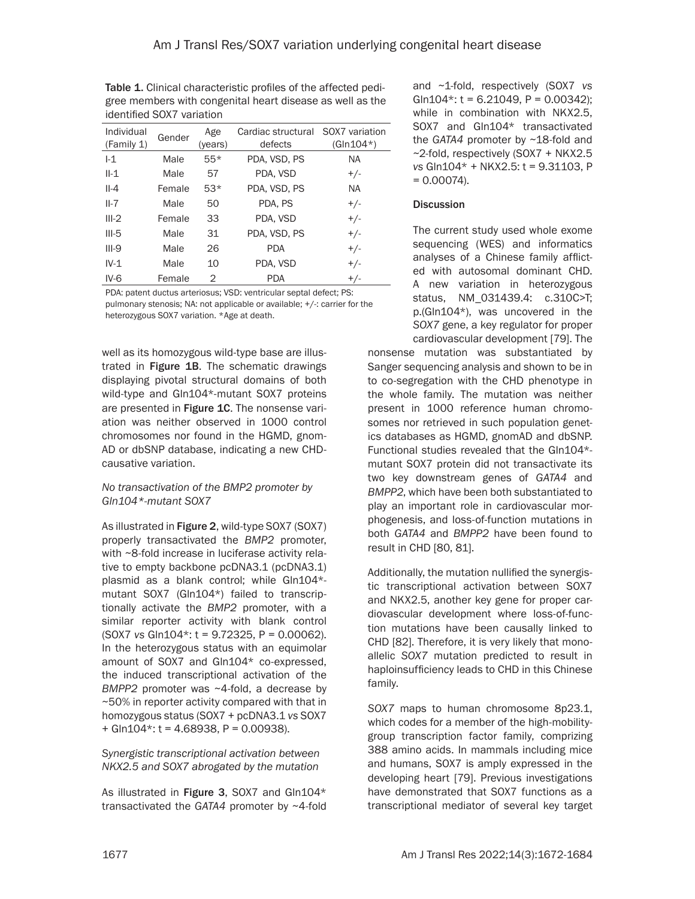Table 1. Clinical characteristic profiles of the affected pedigree members with congenital heart disease as well as the identified SOX7 variation

| Individual (Family 1) | Gender | Age (years) | Cardiac structural defects | SOX7 variation (Gln104*) |
|---|---|---|---|---|
| I-1 | Male | 55* | PDA, VSD, PS | NA |
| II-1 | Male | 57 | PDA, VSD | +/- |
| II-4 | Female | 53* | PDA, VSD, PS | NA |
| II-7 | Male | 50 | PDA, PS | +/- |
| III-2 | Female | 33 | PDA, VSD | +/- |
| III-5 | Male | 31 | PDA, VSD, PS | +/- |
| III-9 | Male | 26 | PDA | +/- |
| IV-1 | Male | 10 | PDA, VSD | +/- |
| IV-6 | Female | 2 | PDA | +/- |

PDA: patent ductus arteriosus; VSD: ventricular septal defect; PS: pulmonary stenosis; NA: not applicable or available; +/-: carrier for the heterozygous SOX7 variation. *Age at death.

well as its homozygous wild-type base are illustrated in **Figure 1B**. The schematic drawings displaying pivotal structural domains of both wild-type and Gln104*-mutant SOX7 proteins are presented in **Figure 1C**. The nonsense variation was neither observed in 1000 control chromosomes nor found in the HGMD, gnomAD or dbSNP database, indicating a new CHD-causative variation.

*No transactivation of the BMP2 promoter by Gln104*-mutant SOX7*

As illustrated in **Figure 2**, wild-type SOX7 (SOX7) properly transactivated the *BMP2* promoter, with ~8-fold increase in luciferase activity relative to empty backbone pcDNA3.1 (pcDNA3.1) plasmid as a blank control; while Gln104*-mutant SOX7 (Gln104*) failed to transcriptionally activate the *BMP2* promoter, with a similar reporter activity with blank control (SOX7 *vs* Gln104*: t = 9.72325, P = 0.00062). In the heterozygous status with an equimolar amount of SOX7 and Gln104* co-expressed, the induced transcriptional activation of the *BMPP2* promoter was ~4-fold, a decrease by ~50% in reporter activity compared with that in homozygous status (SOX7 + pcDNA3.1 *vs* SOX7 + Gln104*: t = 4.68938, P = 0.00938).

*Synergistic transcriptional activation between NKX2.5 and SOX7 abrogated by the mutation*

As illustrated in **Figure 3**, SOX7 and Gln104* transactivated the *GATA4* promoter by ~4-fold and ~1-fold, respectively (SOX7 *vs* Gln104*: t = 6.21049, P = 0.00342); while in combination with NKX2.5, SOX7 and Gln104* transactivated the *GATA4* promoter by ~18-fold and ~2-fold, respectively (SOX7 + NKX2.5 *vs* Gln104* + NKX2.5: t = 9.31103, P = 0.00074).

## Discussion

The current study used whole exome sequencing (WES) and informatics analyses of a Chinese family afflicted with autosomal dominant CHD. A new variation in heterozygous status, NM_031439.4: c.310C>T; p.(Gln104*), was uncovered in the *SOX7* gene, a key regulator for proper cardiovascular development [79]. The nonsense mutation was substantiated by Sanger sequencing analysis and shown to be in to co-segregation with the CHD phenotype in the whole family. The mutation was neither present in 1000 reference human chromosomes nor retrieved in such population genetics databases as HGMD, gnomAD and dbSNP. Functional studies revealed that the Gln104*-mutant SOX7 protein did not transactivate its two key downstream genes of *GATA4* and *BMPP2*, which have been both substantiated to play an important role in cardiovascular morphogenesis, and loss-of-function mutations in both *GATA4* and *BMPP2* have been found to result in CHD [80, 81].

Additionally, the mutation nullified the synergistic transcriptional activation between SOX7 and NKX2.5, another key gene for proper cardiovascular development where loss-of-function mutations have been causally linked to CHD [82]. Therefore, it is very likely that monoallelic *SOX7* mutation predicted to result in haploinsufficiency leads to CHD in this Chinese family.

*SOX7* maps to human chromosome 8p23.1, which codes for a member of the high-mobility-group transcription factor family, comprizing 388 amino acids. In mammals including mice and humans, SOX7 is amply expressed in the developing heart [79]. Previous investigations have demonstrated that SOX7 functions as a transcriptional mediator of several key target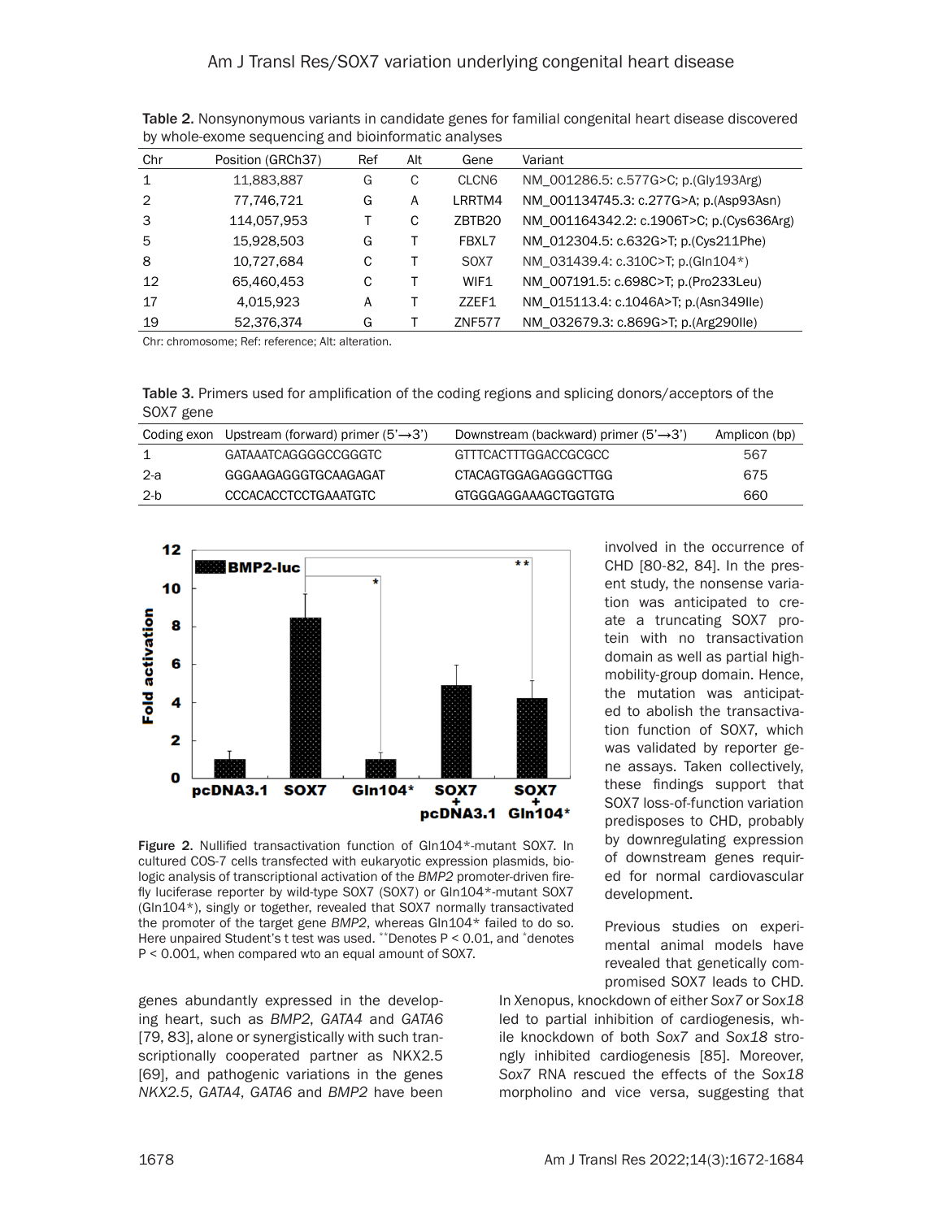Table 2. Nonsynonymous variants in candidate genes for familial congenital heart disease discovered by whole-exome sequencing and bioinformatic analyses

| Chr | Position (GRCh37) | Ref | Alt | Gene | Variant |
|---|---|---|---|---|---|
| 1 | 11,883,887 | G | C | CLCN6 | NM_001286.5: c.577G>C; p.(Gly193Arg) |
| 2 | 77,746,721 | G | A | LRRTM4 | NM_001134745.3: c.277G>A; p.(Asp93Asn) |
| 3 | 114,057,953 | T | C | ZBTB20 | NM_001164342.2: c.1906T>C; p.(Cys636Arg) |
| 5 | 15,928,503 | G | T | FBXL7 | NM_012304.5: c.632G>T; p.(Cys211Phe) |
| 8 | 10,727,684 | C | T | SOX7 | NM_031439.4: c.310C>T; p.(Gln104*) |
| 12 | 65,460,453 | C | T | WIF1 | NM_007191.5: c.698C>T; p.(Pro233Leu) |
| 17 | 4,015,923 | A | T | ZZEF1 | NM_015113.4: c.1046A>T; p.(Asn349Ile) |
| 19 | 52,376,374 | G | T | ZNF577 | NM_032679.3: c.869G>T; p.(Arg290Ile) |

Chr: chromosome; Ref: reference; Alt: alteration.

Table 3. Primers used for amplification of the coding regions and splicing donors/acceptors of the SOX7 gene

| Coding exon | Upstream (forward) primer (5'→3') | Downstream (backward) primer (5'→3') | Amplicon (bp) |
|---|---|---|---|
| 1 | GATAAATCAGGGGCCGGGTC | GTTTCACTTTGGACCGCGCC | 567 |
| 2-a | GGGAAGAGGGTGCAAGAGAT | CTACAGTGGAGAGGGCTTGG | 675 |
| 2-b | CCCACACCTCCTGAAATGTC | GTGGGAGGAAAGCTGGTGTG | 660 |

Figure 2. Nullified transactivation function of Gln104*-mutant SOX7. In cultured COS-7 cells transfected with eukaryotic expression plasmids, biologic analysis of transcriptional activation of the *BMP2* promoter-driven firefly luciferase reporter by wild-type SOX7 (SOX7) or Gln104*-mutant SOX7 (Gln104*), singly or together, revealed that SOX7 normally transactivated the promoter of the target gene *BMP2*, whereas Gln104* failed to do so. Here unpaired Student's t test was used. **Denotes P < 0.01, and *denotes P < 0.001, when compared wto an equal amount of SOX7.

genes abundantly expressed in the developing heart, such as *BMP2*, *GATA4* and *GATA6* [79, 83], alone or synergistically with such transcriptionally cooperated partner as NKX2.5 [69], and pathogenic variations in the genes *NKX2.5*, *GATA4*, *GATA6* and *BMP2* have been involved in the occurrence of CHD [80-82, 84]. In the present study, the nonsense variation was anticipated to create a truncating SOX7 protein with no transactivation domain as well as partial high-mobility-group domain. Hence, the mutation was anticipated to abolish the transactivation function of SOX7, which was validated by reporter gene assays. Taken collectively, these findings support that SOX7 loss-of-function variation predisposes to CHD, probably by downregulating expression of downstream genes required for normal cardiovascular development.

Previous studies on experimental animal models have revealed that genetically compromised SOX7 leads to CHD. In Xenopus, knockdown of either *Sox7* or *Sox18* led to partial inhibition of cardiogenesis, while knockdown of both *Sox7* and *Sox18* strongly inhibited cardiogenesis [85]. Moreover, *Sox7* RNA rescued the effects of the *Sox18* morpholino and vice versa, suggesting that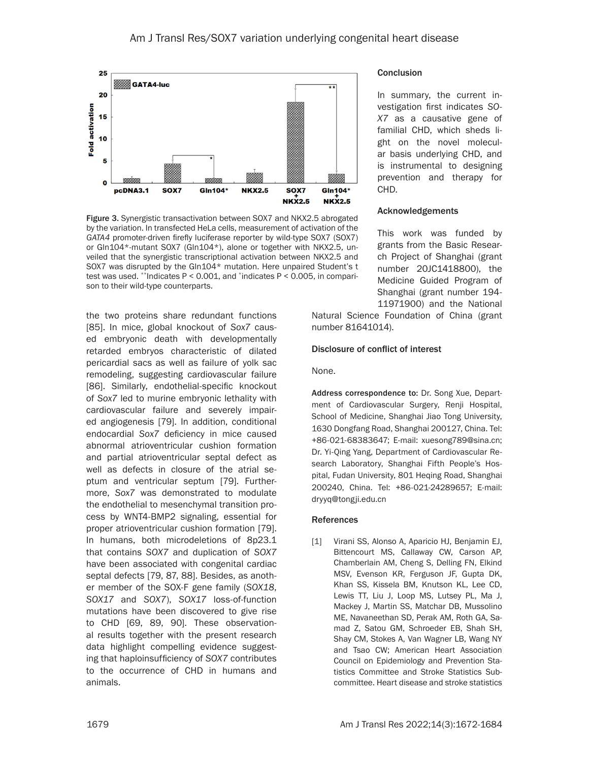Figure 3. Synergistic transactivation between SOX7 and NKX2.5 abrogated by the variation. In transfected HeLa cells, measurement of activation of the *GATA4* promoter-driven firefly luciferase reporter by wild-type SOX7 (SOX7) or Gln104*-mutant SOX7 (Gln104*), alone or together with NKX2.5, unveiled that the synergistic transcriptional activation between NKX2.5 and SOX7 was disrupted by the Gln104* mutation. Here unpaired Student's t test was used. **Indicates P < 0.001, and *indicates P < 0.005, in comparison to their wild-type counterparts.

the two proteins share redundant functions [85]. In mice, global knockout of *Sox7* caused embryonic death with developmentally retarded embryos characteristic of dilated pericardial sacs as well as failure of yolk sac remodeling, suggesting cardiovascular failure [86]. Similarly, endothelial-specific knockout of *Sox7* led to murine embryonic lethality with cardiovascular failure and severely impaired angiogenesis [79]. In addition, conditional endocardial *Sox7* deficiency in mice caused abnormal atrioventricular cushion formation and partial atrioventricular septal defect as well as defects in closure of the atrial septum and ventricular septum [79]. Furthermore, *Sox7* was demonstrated to modulate the endothelial to mesenchymal transition process by WNT4-BMP2 signaling, essential for proper atrioventricular cushion formation [79]. In humans, both microdeletions of 8p23.1 that contains *SOX7* and duplication of *SOX7* have been associated with congenital cardiac septal defects [79, 87, 88]. Besides, as another member of the SOX-F gene family (*SOX18*, *SOX17* and *SOX7*), *SOX17* loss-of-function mutations have been discovered to give rise to CHD [69, 89, 90]. These observational results together with the present research data highlight compelling evidence suggesting that haploinsufficiency of *SOX7* contributes to the occurrence of CHD in humans and animals.

## Conclusion

In summary, the current investigation first indicates *SOX7* as a causative gene of familial CHD, which sheds light on the novel molecular basis underlying CHD, and is instrumental to designing prevention and therapy for CHD.

## Acknowledgements

This work was funded by grants from the Basic Research Project of Shanghai (grant number 20JC1418800), the Medicine Guided Program of Shanghai (grant number 19411971900) and the National Natural Science Foundation of China (grant number 81641014).

## Disclosure of conflict of interest

None.

**Address correspondence to:** Dr. Song Xue, Department of Cardiovascular Surgery, Renji Hospital, School of Medicine, Shanghai Jiao Tong University, 1630 Dongfang Road, Shanghai 200127, China. Tel: +86-021-68383647; E-mail: xuesong789@sina.cn; Dr. Yi-Qing Yang, Department of Cardiovascular Research Laboratory, Shanghai Fifth People's Hospital, Fudan University, 801 Heqing Road, Shanghai 200240, China. Tel: +86-021-24289657; E-mail: dryyq@tongji.edu.cn

## References

[1] Virani SS, Alonso A, Aparicio HJ, Benjamin EJ, Bittencourt MS, Callaway CW, Carson AP, Chamberlain AM, Cheng S, Delling FN, Elkind MSV, Evenson KR, Ferguson JF, Gupta DK, Khan SS, Kissela BM, Knutson KL, Lee CD, Lewis TT, Liu J, Loop MS, Lutsey PL, Ma J, Mackey J, Martin SS, Matchar DB, Mussolino ME, Navaneethan SD, Perak AM, Roth GA, Samad Z, Satou GM, Schroeder EB, Shah SH, Shay CM, Stokes A, Van Wagner LB, Wang NY and Tsao CW; American Heart Association Council on Epidemiology and Prevention Statistics Committee and Stroke Statistics Subcommittee. Heart disease and stroke statistics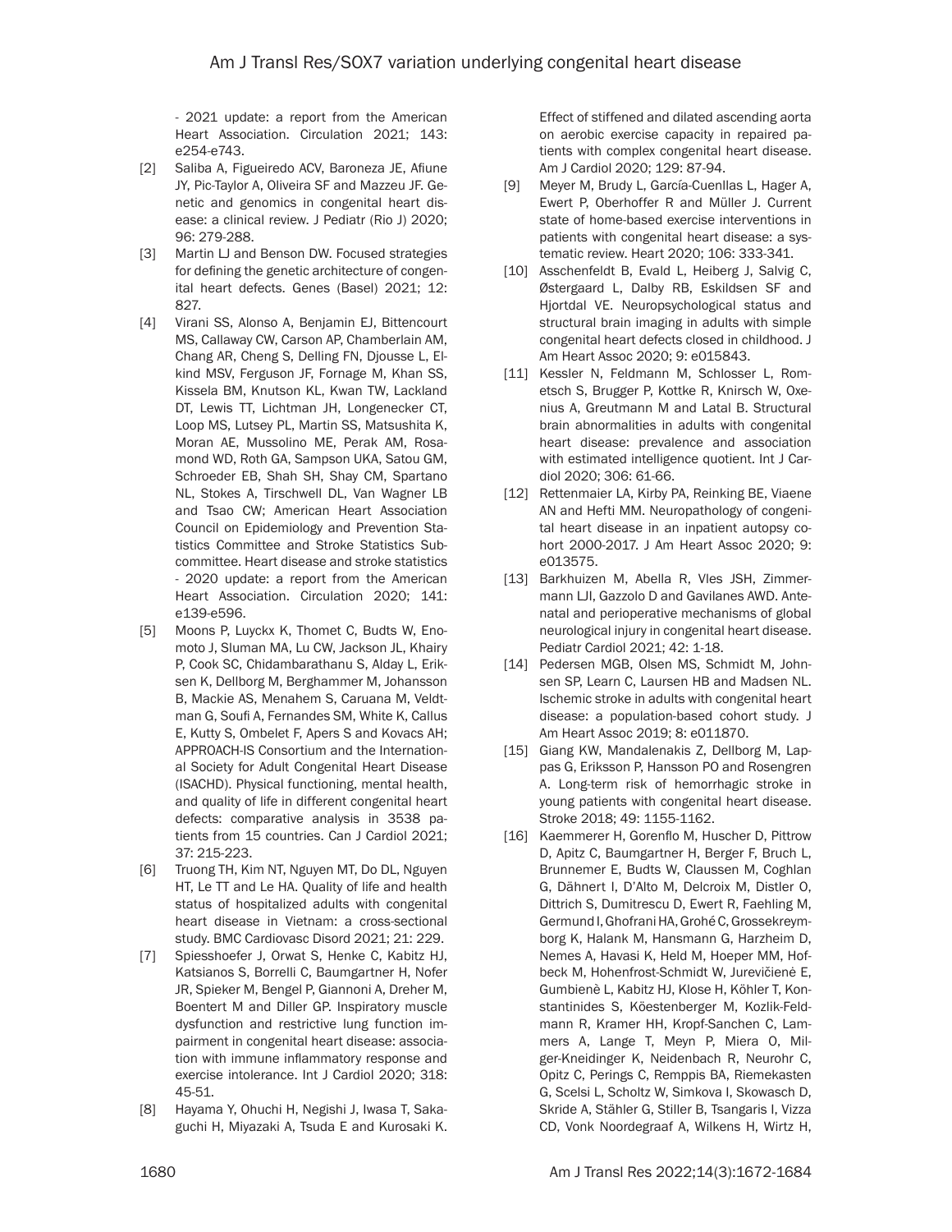- 2021 update: a report from the American Heart Association. Circulation 2021; 143: e254-e743.

[2] Saliba A, Figueiredo ACV, Baroneza JE, Afiune JY, Pic-Taylor A, Oliveira SF and Mazzeu JF. Genetic and genomics in congenital heart disease: a clinical review. J Pediatr (Rio J) 2020; 96: 279-288.

[3] Martin LJ and Benson DW. Focused strategies for defining the genetic architecture of congenital heart defects. Genes (Basel) 2021; 12: 827.

[4] Virani SS, Alonso A, Benjamin EJ, Bittencourt MS, Callaway CW, Carson AP, Chamberlain AM, Chang AR, Cheng S, Delling FN, Djousse L, Elkind MSV, Ferguson JF, Fornage M, Khan SS, Kissela BM, Knutson KL, Kwan TW, Lackland DT, Lewis TT, Lichtman JH, Longenecker CT, Loop MS, Lutsey PL, Martin SS, Matsushita K, Moran AE, Mussolino ME, Perak AM, Rosamond WD, Roth GA, Sampson UKA, Satou GM, Schroeder EB, Shah SH, Shay CM, Spartano NL, Stokes A, Tirschwell DL, Van Wagner LB and Tsao CW; American Heart Association Council on Epidemiology and Prevention Statistics Committee and Stroke Statistics Subcommittee. Heart disease and stroke statistics - 2020 update: a report from the American Heart Association. Circulation 2020; 141: e139-e596.

[5] Moons P, Luyckx K, Thomet C, Budts W, Enomoto J, Sluman MA, Lu CW, Jackson JL, Khairy P, Cook SC, Chidambarathanu S, Alday L, Eriksen K, Dellborg M, Berghammer M, Johansson B, Mackie AS, Menahem S, Caruana M, Veldtman G, Soufi A, Fernandes SM, White K, Callus E, Kutty S, Ombelet F, Apers S and Kovacs AH; APPROACH-IS Consortium and the International Society for Adult Congenital Heart Disease (ISACHD). Physical functioning, mental health, and quality of life in different congenital heart defects: comparative analysis in 3538 patients from 15 countries. Can J Cardiol 2021; 37: 215-223.

[6] Truong TH, Kim NT, Nguyen MT, Do DL, Nguyen HT, Le TT and Le HA. Quality of life and health status of hospitalized adults with congenital heart disease in Vietnam: a cross-sectional study. BMC Cardiovasc Disord 2021; 21: 229.

[7] Spiesshoefer J, Orwat S, Henke C, Kabitz HJ, Katsianos S, Borrelli C, Baumgartner H, Nofer JR, Spieker M, Bengel P, Giannoni A, Dreher M, Boentert M and Diller GP. Inspiratory muscle dysfunction and restrictive lung function impairment in congenital heart disease: association with immune inflammatory response and exercise intolerance. Int J Cardiol 2020; 318: 45-51.

[8] Hayama Y, Ohuchi H, Negishi J, Iwasa T, Sakaguchi H, Miyazaki A, Tsuda E and Kurosaki K. Effect of stiffened and dilated ascending aorta on aerobic exercise capacity in repaired patients with complex congenital heart disease. Am J Cardiol 2020; 129: 87-94.

[9] Meyer M, Brudy L, García-Cuenllas L, Hager A, Ewert P, Oberhoffer R and Müller J. Current state of home-based exercise interventions in patients with congenital heart disease: a systematic review. Heart 2020; 106: 333-341.

[10] Asschenfeldt B, Evald L, Heiberg J, Salvig C, Østergaard L, Dalby RB, Eskildsen SF and Hjortdal VE. Neuropsychological status and structural brain imaging in adults with simple congenital heart defects closed in childhood. J Am Heart Assoc 2020; 9: e015843.

[11] Kessler N, Feldmann M, Schlosser L, Rometsch S, Brugger P, Kottke R, Knirsch W, Oxenius A, Greutmann M and Latal B. Structural brain abnormalities in adults with congenital heart disease: prevalence and association with estimated intelligence quotient. Int J Cardiol 2020; 306: 61-66.

[12] Rettenmaier LA, Kirby PA, Reinking BE, Viaene AN and Hefti MM. Neuropathology of congenital heart disease in an inpatient autopsy cohort 2000-2017. J Am Heart Assoc 2020; 9: e013575.

[13] Barkhuizen M, Abella R, Vles JSH, Zimmermann LJI, Gazzolo D and Gavilanes AWD. Antenatal and perioperative mechanisms of global neurological injury in congenital heart disease. Pediatr Cardiol 2021; 42: 1-18.

[14] Pedersen MGB, Olsen MS, Schmidt M, Johnsen SP, Learn C, Laursen HB and Madsen NL. Ischemic stroke in adults with congenital heart disease: a population-based cohort study. J Am Heart Assoc 2019; 8: e011870.

[15] Giang KW, Mandalenakis Z, Dellborg M, Lappas G, Eriksson P, Hansson PO and Rosengren A. Long-term risk of hemorrhagic stroke in young patients with congenital heart disease. Stroke 2018; 49: 1155-1162.

[16] Kaemmerer H, Gorenflo M, Huscher D, Pittrow D, Apitz C, Baumgartner H, Berger F, Bruch L, Brunnemer E, Budts W, Claussen M, Coghlan G, Dähnert I, D'Alto M, Delcroix M, Distler O, Dittrich S, Dumitrescu D, Ewert R, Faehling M, Germund I, Ghofrani HA, Grohé C, Grossekreymborg K, Halank M, Hansmann G, Harzheim D, Nemes A, Havasi K, Held M, Hoeper MM, Hofbeck M, Hohenfrost-Schmidt W, Jurevičienė E, Gumbienè L, Kabitz HJ, Klose H, Köhler T, Konstantinides S, Köestenberger M, Kozlik-Feldmann R, Kramer HH, Kropf-Sanchen C, Lammers A, Lange T, Meyn P, Miera O, Milger-Kneidinger K, Neidenbach R, Neurohr C, Opitz C, Perings C, Remppis BA, Riemekasten G, Scelsi L, Scholtz W, Simkova I, Skowasch D, Skride A, Stähler G, Stiller B, Tsangaris I, Vizza CD, Vonk Noordegraaf A, Wilkens H, Wirtz H,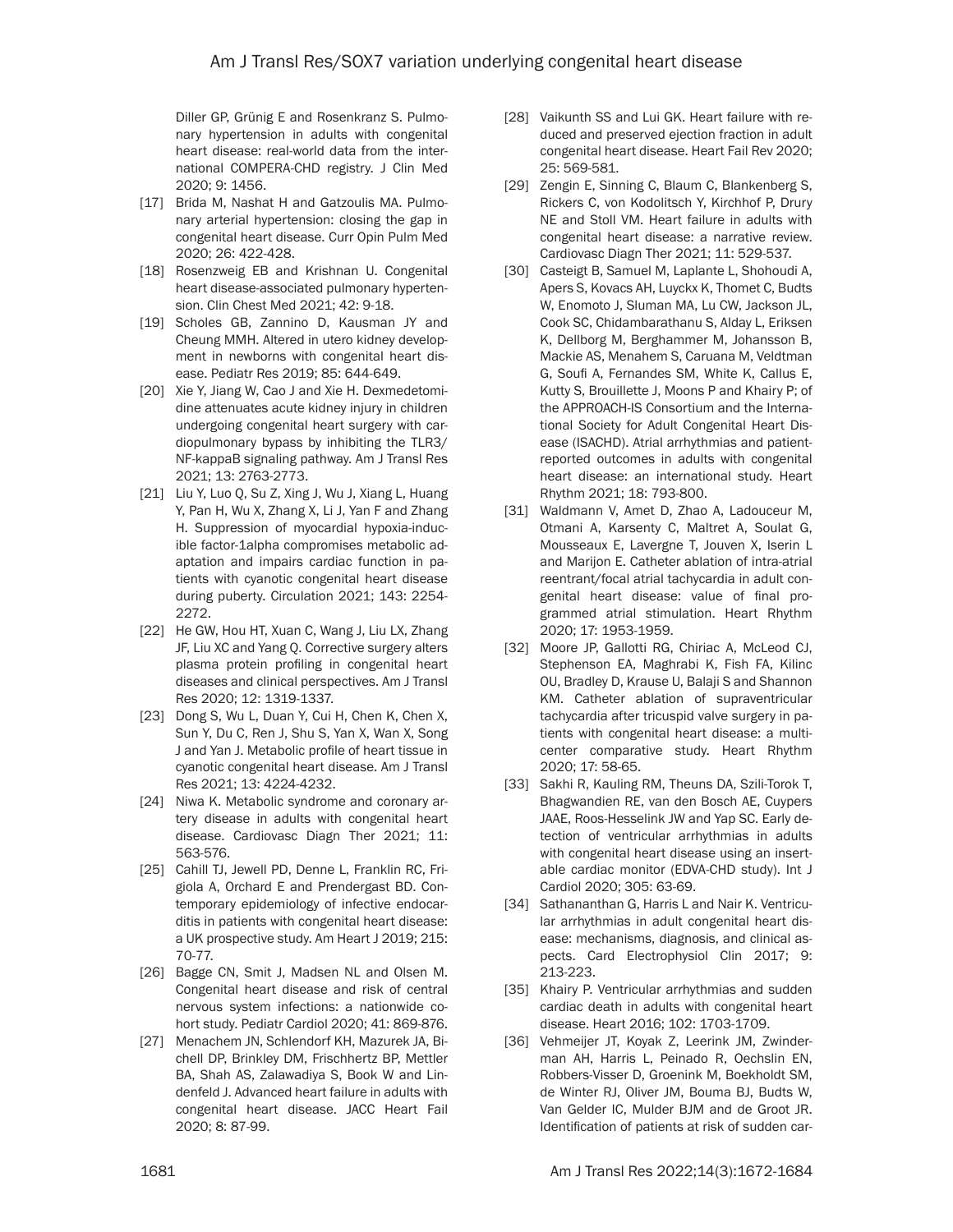Diller GP, Grünig E and Rosenkranz S. Pulmonary hypertension in adults with congenital heart disease: real-world data from the international COMPERA-CHD registry. J Clin Med 2020; 9: 1456.

[17] Brida M, Nashat H and Gatzoulis MA. Pulmonary arterial hypertension: closing the gap in congenital heart disease. Curr Opin Pulm Med 2020; 26: 422-428.

[18] Rosenzweig EB and Krishnan U. Congenital heart disease-associated pulmonary hypertension. Clin Chest Med 2021; 42: 9-18.

[19] Scholes GB, Zannino D, Kausman JY and Cheung MMH. Altered in utero kidney development in newborns with congenital heart disease. Pediatr Res 2019; 85: 644-649.

[20] Xie Y, Jiang W, Cao J and Xie H. Dexmedetomidine attenuates acute kidney injury in children undergoing congenital heart surgery with cardiopulmonary bypass by inhibiting the TLR3/NF-kappaB signaling pathway. Am J Transl Res 2021; 13: 2763-2773.

[21] Liu Y, Luo Q, Su Z, Xing J, Wu J, Xiang L, Huang Y, Pan H, Wu X, Zhang X, Li J, Yan F and Zhang H. Suppression of myocardial hypoxia-inducible factor-1alpha compromises metabolic adaptation and impairs cardiac function in patients with cyanotic congenital heart disease during puberty. Circulation 2021; 143: 2254-2272.

[22] He GW, Hou HT, Xuan C, Wang J, Liu LX, Zhang JF, Liu XC and Yang Q. Corrective surgery alters plasma protein profiling in congenital heart diseases and clinical perspectives. Am J Transl Res 2020; 12: 1319-1337.

[23] Dong S, Wu L, Duan Y, Cui H, Chen K, Chen X, Sun Y, Du C, Ren J, Shu S, Yan X, Wan X, Song J and Yan J. Metabolic profile of heart tissue in cyanotic congenital heart disease. Am J Transl Res 2021; 13: 4224-4232.

[24] Niwa K. Metabolic syndrome and coronary artery disease in adults with congenital heart disease. Cardiovasc Diagn Ther 2021; 11: 563-576.

[25] Cahill TJ, Jewell PD, Denne L, Franklin RC, Frigiola A, Orchard E and Prendergast BD. Contemporary epidemiology of infective endocarditis in patients with congenital heart disease: a UK prospective study. Am Heart J 2019; 215: 70-77.

[26] Bagge CN, Smit J, Madsen NL and Olsen M. Congenital heart disease and risk of central nervous system infections: a nationwide cohort study. Pediatr Cardiol 2020; 41: 869-876.

[27] Menachem JN, Schlendorf KH, Mazurek JA, Bichell DP, Brinkley DM, Frischhertz BP, Mettler BA, Shah AS, Zalawadiya S, Book W and Lindenfeld J. Advanced heart failure in adults with congenital heart disease. JACC Heart Fail 2020; 8: 87-99.

[28] Vaikunth SS and Lui GK. Heart failure with reduced and preserved ejection fraction in adult congenital heart disease. Heart Fail Rev 2020; 25: 569-581.

[29] Zengin E, Sinning C, Blaum C, Blankenberg S, Rickers C, von Kodolitsch Y, Kirchhof P, Drury NE and Stoll VM. Heart failure in adults with congenital heart disease: a narrative review. Cardiovasc Diagn Ther 2021; 11: 529-537.

[30] Casteigt B, Samuel M, Laplante L, Shohoudi A, Apers S, Kovacs AH, Luyckx K, Thomet C, Budts W, Enomoto J, Sluman MA, Lu CW, Jackson JL, Cook SC, Chidambarathanu S, Alday L, Eriksen K, Dellborg M, Berghammer M, Johansson B, Mackie AS, Menahem S, Caruana M, Veldtman G, Soufi A, Fernandes SM, White K, Callus E, Kutty S, Brouillette J, Moons P and Khairy P; of the APPROACH-IS Consortium and the International Society for Adult Congenital Heart Disease (ISACHD). Atrial arrhythmias and patient-reported outcomes in adults with congenital heart disease: an international study. Heart Rhythm 2021; 18: 793-800.

[31] Waldmann V, Amet D, Zhao A, Ladouceur M, Otmani A, Karsenty C, Maltret A, Soulat G, Mousseaux E, Lavergne T, Jouven X, Iserin L and Marijon E. Catheter ablation of intra-atrial reentrant/focal atrial tachycardia in adult congenital heart disease: value of final programmed atrial stimulation. Heart Rhythm 2020; 17: 1953-1959.

[32] Moore JP, Gallotti RG, Chiriac A, McLeod CJ, Stephenson EA, Maghrabi K, Fish FA, Kilinc OU, Bradley D, Krause U, Balaji S and Shannon KM. Catheter ablation of supraventricular tachycardia after tricuspid valve surgery in patients with congenital heart disease: a multicenter comparative study. Heart Rhythm 2020; 17: 58-65.

[33] Sakhi R, Kauling RM, Theuns DA, Szili-Torok T, Bhagwandien RE, van den Bosch AE, Cuypers JAAE, Roos-Hesselink JW and Yap SC. Early detection of ventricular arrhythmias in adults with congenital heart disease using an insertable cardiac monitor (EDVA-CHD study). Int J Cardiol 2020; 305: 63-69.

[34] Sathananthan G, Harris L and Nair K. Ventricular arrhythmias in adult congenital heart disease: mechanisms, diagnosis, and clinical aspects. Card Electrophysiol Clin 2017; 9: 213-223.

[35] Khairy P. Ventricular arrhythmias and sudden cardiac death in adults with congenital heart disease. Heart 2016; 102: 1703-1709.

[36] Vehmeijer JT, Koyak Z, Leerink JM, Zwinderman AH, Harris L, Peinado R, Oechslin EN, Robbers-Visser D, Groenink M, Boekholdt SM, de Winter RJ, Oliver JM, Bouma BJ, Budts W, Van Gelder IC, Mulder BJM and de Groot JR. Identification of patients at risk of sudden car-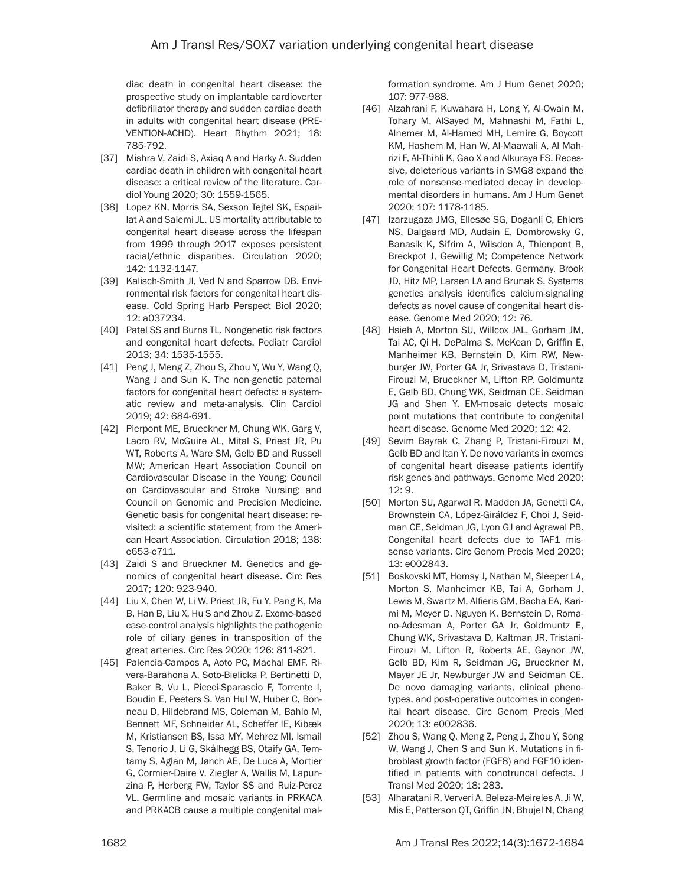diac death in congenital heart disease: the prospective study on implantable cardioverter defibrillator therapy and sudden cardiac death in adults with congenital heart disease (PREVENTION-ACHD). Heart Rhythm 2021; 18: 785-792.

[37] Mishra V, Zaidi S, Axiaq A and Harky A. Sudden cardiac death in children with congenital heart disease: a critical review of the literature. Cardiol Young 2020; 30: 1559-1565.

[38] Lopez KN, Morris SA, Sexson Tejtel SK, Espaillat A and Salemi JL. US mortality attributable to congenital heart disease across the lifespan from 1999 through 2017 exposes persistent racial/ethnic disparities. Circulation 2020; 142: 1132-1147.

[39] Kalisch-Smith JI, Ved N and Sparrow DB. Environmental risk factors for congenital heart disease. Cold Spring Harb Perspect Biol 2020; 12: a037234.

[40] Patel SS and Burns TL. Nongenetic risk factors and congenital heart defects. Pediatr Cardiol 2013; 34: 1535-1555.

[41] Peng J, Meng Z, Zhou S, Zhou Y, Wu Y, Wang Q, Wang J and Sun K. The non-genetic paternal factors for congenital heart defects: a systematic review and meta-analysis. Clin Cardiol 2019; 42: 684-691.

[42] Pierpont ME, Brueckner M, Chung WK, Garg V, Lacro RV, McGuire AL, Mital S, Priest JR, Pu WT, Roberts A, Ware SM, Gelb BD and Russell MW; American Heart Association Council on Cardiovascular Disease in the Young; Council on Cardiovascular and Stroke Nursing; and Council on Genomic and Precision Medicine. Genetic basis for congenital heart disease: revisited: a scientific statement from the American Heart Association. Circulation 2018; 138: e653-e711.

[43] Zaidi S and Brueckner M. Genetics and genomics of congenital heart disease. Circ Res 2017; 120: 923-940.

[44] Liu X, Chen W, Li W, Priest JR, Fu Y, Pang K, Ma B, Han B, Liu X, Hu S and Zhou Z. Exome-based case-control analysis highlights the pathogenic role of ciliary genes in transposition of the great arteries. Circ Res 2020; 126: 811-821.

[45] Palencia-Campos A, Aoto PC, Machal EMF, Rivera-Barahona A, Soto-Bielicka P, Bertinetti D, Baker B, Vu L, Piceci-Sparascio F, Torrente I, Boudin E, Peeters S, Van Hul W, Huber C, Bonneau D, Hildebrand MS, Coleman M, Bahlo M, Bennett MF, Schneider AL, Scheffer IE, Kibæk M, Kristiansen BS, Issa MY, Mehrez MI, Ismail S, Tenorio J, Li G, Skålhegg BS, Otaify GA, Temtamy S, Aglan M, Jønch AE, De Luca A, Mortier G, Cormier-Daire V, Ziegler A, Wallis M, Lapunzina P, Herberg FW, Taylor SS and Ruiz-Perez VL. Germline and mosaic variants in PRKACA and PRKACB cause a multiple congenital malformation syndrome. Am J Hum Genet 2020; 107: 977-988.

[46] Alzahrani F, Kuwahara H, Long Y, Al-Owain M, Tohary M, AlSayed M, Mahnashi M, Fathi L, Alnemer M, Al-Hamed MH, Lemire G, Boycott KM, Hashem M, Han W, Al-Maawali A, Al Mahrizi F, Al-Thihli K, Gao X and Alkuraya FS. Recessive, deleterious variants in SMG8 expand the role of nonsense-mediated decay in developmental disorders in humans. Am J Hum Genet 2020; 107: 1178-1185.

[47] Izarzugaza JMG, Ellesøe SG, Doganli C, Ehlers NS, Dalgaard MD, Audain E, Dombrowsky G, Banasik K, Sifrim A, Wilsdon A, Thienpont B, Breckpot J, Gewillig M; Competence Network for Congenital Heart Defects, Germany, Brook JD, Hitz MP, Larsen LA and Brunak S. Systems genetics analysis identifies calcium-signaling defects as novel cause of congenital heart disease. Genome Med 2020; 12: 76.

[48] Hsieh A, Morton SU, Willcox JAL, Gorham JM, Tai AC, Qi H, DePalma S, McKean D, Griffin E, Manheimer KB, Bernstein D, Kim RW, Newburger JW, Porter GA Jr, Srivastava D, Tristani-Firouzi M, Brueckner M, Lifton RP, Goldmuntz E, Gelb BD, Chung WK, Seidman CE, Seidman JG and Shen Y. EM-mosaic detects mosaic point mutations that contribute to congenital heart disease. Genome Med 2020; 12: 42.

[49] Sevim Bayrak C, Zhang P, Tristani-Firouzi M, Gelb BD and Itan Y. De novo variants in exomes of congenital heart disease patients identify risk genes and pathways. Genome Med 2020; 12: 9.

[50] Morton SU, Agarwal R, Madden JA, Genetti CA, Brownstein CA, López-Giráldez F, Choi J, Seidman CE, Seidman JG, Lyon GJ and Agrawal PB. Congenital heart defects due to TAF1 missense variants. Circ Genom Precis Med 2020; 13: e002843.

[51] Boskovski MT, Homsy J, Nathan M, Sleeper LA, Morton S, Manheimer KB, Tai A, Gorham J, Lewis M, Swartz M, Alfieris GM, Bacha EA, Karimi M, Meyer D, Nguyen K, Bernstein D, Romano-Adesman A, Porter GA Jr, Goldmuntz E, Chung WK, Srivastava D, Kaltman JR, Tristani-Firouzi M, Lifton R, Roberts AE, Gaynor JW, Gelb BD, Kim R, Seidman JG, Brueckner M, Mayer JE Jr, Newburger JW and Seidman CE. De novo damaging variants, clinical phenotypes, and post-operative outcomes in congenital heart disease. Circ Genom Precis Med 2020; 13: e002836.

[52] Zhou S, Wang Q, Meng Z, Peng J, Zhou Y, Song W, Wang J, Chen S and Sun K. Mutations in fibroblast growth factor (FGF8) and FGF10 identified in patients with conotruncal defects. J Transl Med 2020; 18: 283.

[53] Alharatani R, Ververi A, Beleza-Meireles A, Ji W, Mis E, Patterson QT, Griffin JN, Bhujel N, Chang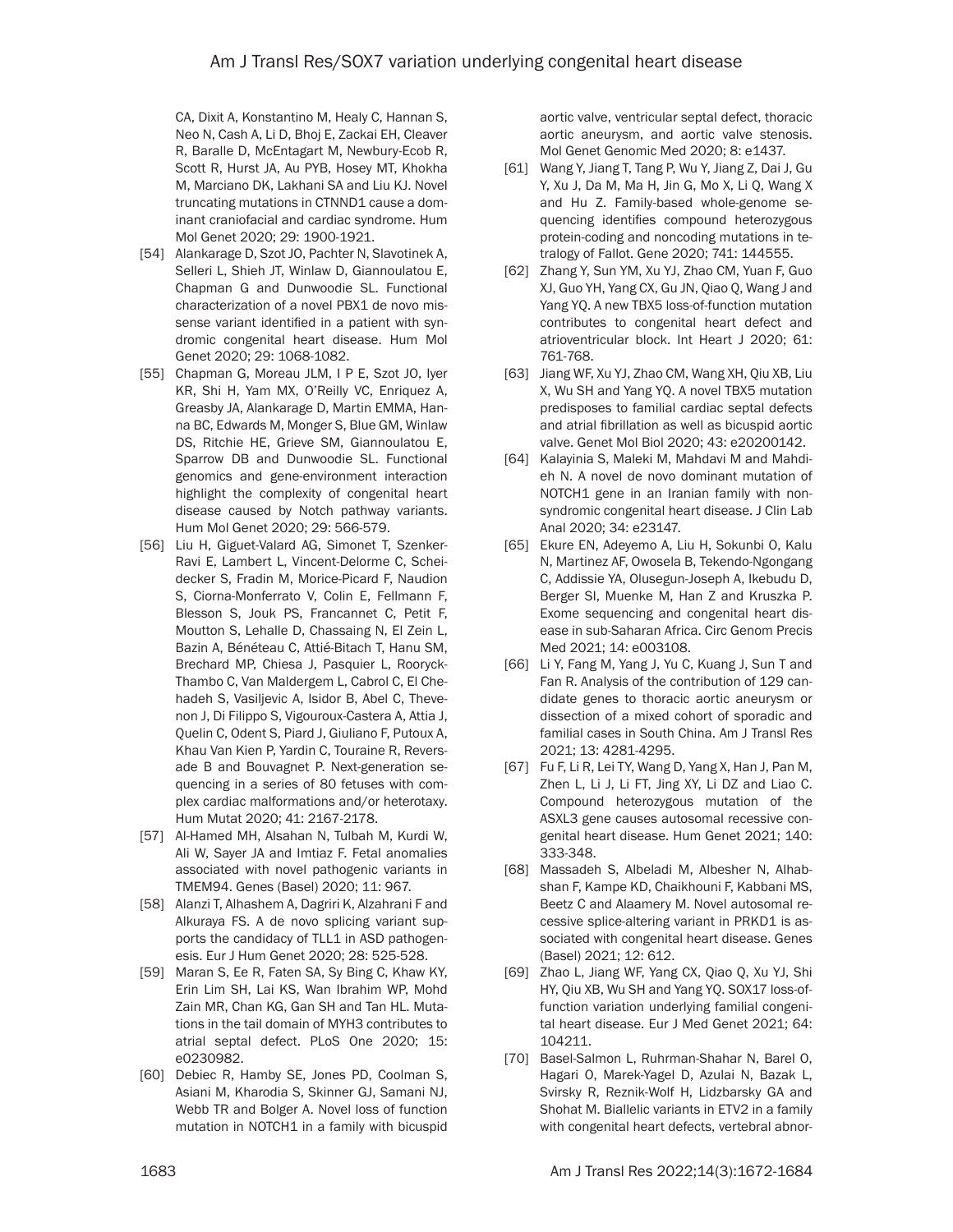CA, Dixit A, Konstantino M, Healy C, Hannan S, Neo N, Cash A, Li D, Bhoj E, Zackai EH, Cleaver R, Baralle D, McEntagart M, Newbury-Ecob R, Scott R, Hurst JA, Au PYB, Hosey MT, Khokha M, Marciano DK, Lakhani SA and Liu KJ. Novel truncating mutations in CTNND1 cause a dominant craniofacial and cardiac syndrome. Hum Mol Genet 2020; 29: 1900-1921.

[54] Alankarage D, Szot JO, Pachter N, Slavotinek A, Selleri L, Shieh JT, Winlaw D, Giannoulatou E, Chapman G and Dunwoodie SL. Functional characterization of a novel PBX1 de novo missense variant identified in a patient with syndromic congenital heart disease. Hum Mol Genet 2020; 29: 1068-1082.

[55] Chapman G, Moreau JLM, I P E, Szot JO, Iyer KR, Shi H, Yam MX, O'Reilly VC, Enriquez A, Greasby JA, Alankarage D, Martin EMMA, Hanna BC, Edwards M, Monger S, Blue GM, Winlaw DS, Ritchie HE, Grieve SM, Giannoulatou E, Sparrow DB and Dunwoodie SL. Functional genomics and gene-environment interaction highlight the complexity of congenital heart disease caused by Notch pathway variants. Hum Mol Genet 2020; 29: 566-579.

[56] Liu H, Giguet-Valard AG, Simonet T, Szenker-Ravi E, Lambert L, Vincent-Delorme C, Scheidecker S, Fradin M, Morice-Picard F, Naudion S, Ciorna-Monferrato V, Colin E, Fellmann F, Blesson S, Jouk PS, Francannet C, Petit F, Moutton S, Lehalle D, Chassaing N, El Zein L, Bazin A, Bénéteau C, Attié-Bitach T, Hanu SM, Brechard MP, Chiesa J, Pasquier L, Rooryck-Thambo C, Van Maldergem L, Cabrol C, El Chehadeh S, Vasiljevic A, Isidor B, Abel C, Thevenon J, Di Filippo S, Vigouroux-Castera A, Attia J, Quelin C, Odent S, Piard J, Giuliano F, Putoux A, Khau Van Kien P, Yardin C, Touraine R, Reversade B and Bouvagnet P. Next-generation sequencing in a series of 80 fetuses with complex cardiac malformations and/or heterotaxy. Hum Mutat 2020; 41: 2167-2178.

[57] Al-Hamed MH, Alsahan N, Tulbah M, Kurdi W, Ali W, Sayer JA and Imtiaz F. Fetal anomalies associated with novel pathogenic variants in TMEM94. Genes (Basel) 2020; 11: 967.

[58] Alanzi T, Alhashem A, Dagriri K, Alzahrani F and Alkuraya FS. A de novo splicing variant supports the candidacy of TLL1 in ASD pathogenesis. Eur J Hum Genet 2020; 28: 525-528.

[59] Maran S, Ee R, Faten SA, Sy Bing C, Khaw KY, Erin Lim SH, Lai KS, Wan Ibrahim WP, Mohd Zain MR, Chan KG, Gan SH and Tan HL. Mutations in the tail domain of MYH3 contributes to atrial septal defect. PLoS One 2020; 15: e0230982.

[60] Debiec R, Hamby SE, Jones PD, Coolman S, Asiani M, Kharodia S, Skinner GJ, Samani NJ, Webb TR and Bolger A. Novel loss of function mutation in NOTCH1 in a family with bicuspid aortic valve, ventricular septal defect, thoracic aortic aneurysm, and aortic valve stenosis. Mol Genet Genomic Med 2020; 8: e1437.

[61] Wang Y, Jiang T, Tang P, Wu Y, Jiang Z, Dai J, Gu Y, Xu J, Da M, Ma H, Jin G, Mo X, Li Q, Wang X and Hu Z. Family-based whole-genome sequencing identifies compound heterozygous protein-coding and noncoding mutations in tetralogy of Fallot. Gene 2020; 741: 144555.

[62] Zhang Y, Sun YM, Xu YJ, Zhao CM, Yuan F, Guo XJ, Guo YH, Yang CX, Gu JN, Qiao Q, Wang J and Yang YQ. A new TBX5 loss-of-function mutation contributes to congenital heart defect and atrioventricular block. Int Heart J 2020; 61: 761-768.

[63] Jiang WF, Xu YJ, Zhao CM, Wang XH, Qiu XB, Liu X, Wu SH and Yang YQ. A novel TBX5 mutation predisposes to familial cardiac septal defects and atrial fibrillation as well as bicuspid aortic valve. Genet Mol Biol 2020; 43: e20200142.

[64] Kalayinia S, Maleki M, Mahdavi M and Mahdieh N. A novel de novo dominant mutation of NOTCH1 gene in an Iranian family with nonsyndromic congenital heart disease. J Clin Lab Anal 2020; 34: e23147.

[65] Ekure EN, Adeyemo A, Liu H, Sokunbi O, Kalu N, Martinez AF, Owosela B, Tekendo-Ngongang C, Addissie YA, Olusegun-Joseph A, Ikebudu D, Berger SI, Muenke M, Han Z and Kruszka P. Exome sequencing and congenital heart disease in sub-Saharan Africa. Circ Genom Precis Med 2021; 14: e003108.

[66] Li Y, Fang M, Yang J, Yu C, Kuang J, Sun T and Fan R. Analysis of the contribution of 129 candidate genes to thoracic aortic aneurysm or dissection of a mixed cohort of sporadic and familial cases in South China. Am J Transl Res 2021; 13: 4281-4295.

[67] Fu F, Li R, Lei TY, Wang D, Yang X, Han J, Pan M, Zhen L, Li J, Li FT, Jing XY, Li DZ and Liao C. Compound heterozygous mutation of the ASXL3 gene causes autosomal recessive congenital heart disease. Hum Genet 2021; 140: 333-348.

[68] Massadeh S, Albeladi M, Albesher N, Alhabshan F, Kampe KD, Chaikhouni F, Kabbani MS, Beetz C and Alaamery M. Novel autosomal recessive splice-altering variant in PRKD1 is associated with congenital heart disease. Genes (Basel) 2021; 12: 612.

[69] Zhao L, Jiang WF, Yang CX, Qiao Q, Xu YJ, Shi HY, Qiu XB, Wu SH and Yang YQ. SOX17 loss-of-function variation underlying familial congenital heart disease. Eur J Med Genet 2021; 64: 104211.

[70] Basel-Salmon L, Ruhrman-Shahar N, Barel O, Hagari O, Marek-Yagel D, Azulai N, Bazak L, Svirsky R, Reznik-Wolf H, Lidzbarsky GA and Shohat M. Biallelic variants in ETV2 in a family with congenital heart defects, vertebral abnor-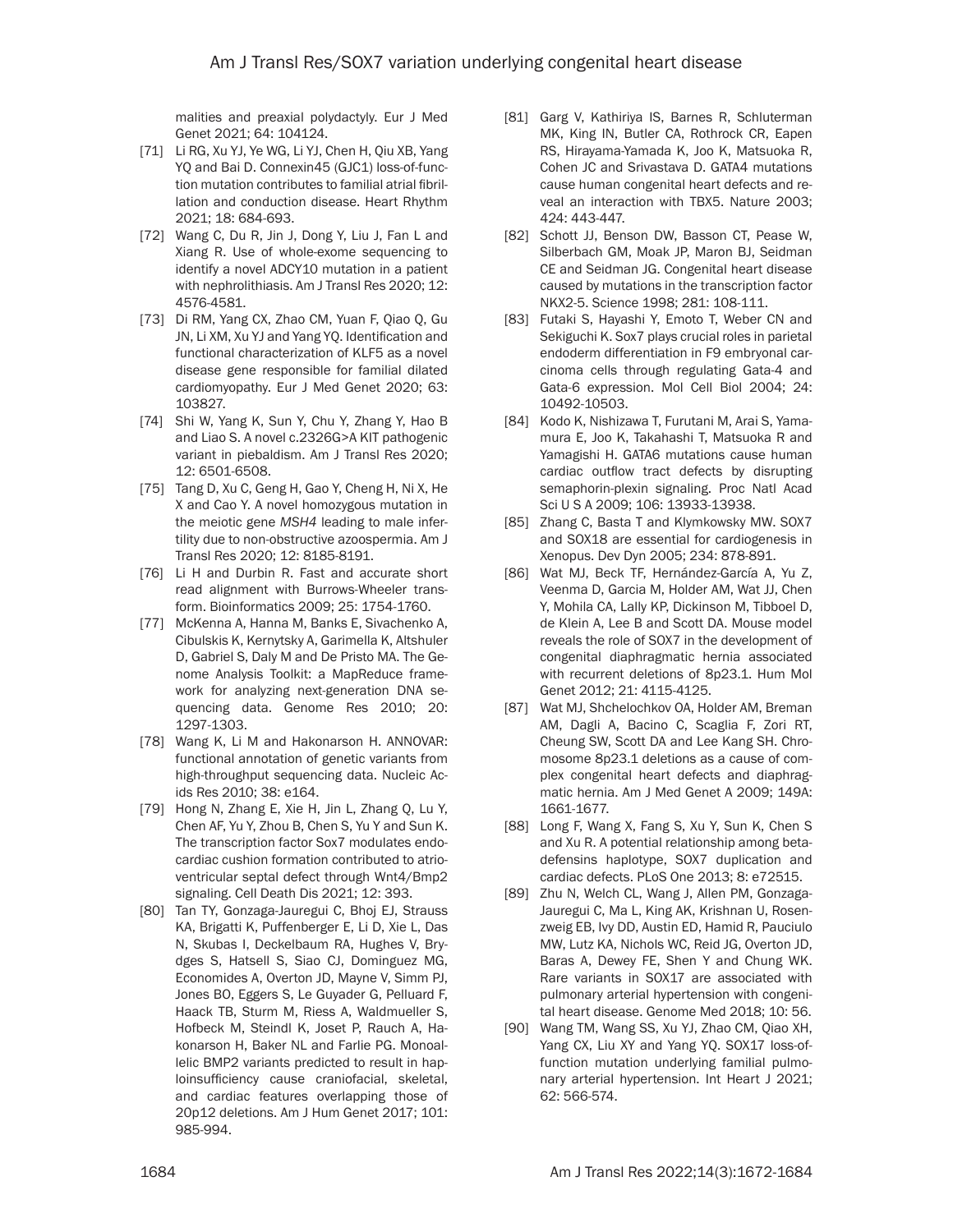malities and preaxial polydactyly. Eur J Med Genet 2021; 64: 104124.

[71] Li RG, Xu YJ, Ye WG, Li YJ, Chen H, Qiu XB, Yang YQ and Bai D. Connexin45 (GJC1) loss-of-function mutation contributes to familial atrial fibrillation and conduction disease. Heart Rhythm 2021; 18: 684-693.

[72] Wang C, Du R, Jin J, Dong Y, Liu J, Fan L and Xiang R. Use of whole-exome sequencing to identify a novel ADCY10 mutation in a patient with nephrolithiasis. Am J Transl Res 2020; 12: 4576-4581.

[73] Di RM, Yang CX, Zhao CM, Yuan F, Qiao Q, Gu JN, Li XM, Xu YJ and Yang YQ. Identification and functional characterization of KLF5 as a novel disease gene responsible for familial dilated cardiomyopathy. Eur J Med Genet 2020; 63: 103827.

[74] Shi W, Yang K, Sun Y, Chu Y, Zhang Y, Hao B and Liao S. A novel c.2326G>A KIT pathogenic variant in piebaldism. Am J Transl Res 2020; 12: 6501-6508.

[75] Tang D, Xu C, Geng H, Gao Y, Cheng H, Ni X, He X and Cao Y. A novel homozygous mutation in the meiotic gene *MSH4* leading to male infertility due to non-obstructive azoospermia. Am J Transl Res 2020; 12: 8185-8191.

[76] Li H and Durbin R. Fast and accurate short read alignment with Burrows-Wheeler transform. Bioinformatics 2009; 25: 1754-1760.

[77] McKenna A, Hanna M, Banks E, Sivachenko A, Cibulskis K, Kernytsky A, Garimella K, Altshuler D, Gabriel S, Daly M and De Pristo MA. The Genome Analysis Toolkit: a MapReduce framework for analyzing next-generation DNA sequencing data. Genome Res 2010; 20: 1297-1303.

[78] Wang K, Li M and Hakonarson H. ANNOVAR: functional annotation of genetic variants from high-throughput sequencing data. Nucleic Acids Res 2010; 38: e164.

[79] Hong N, Zhang E, Xie H, Jin L, Zhang Q, Lu Y, Chen AF, Yu Y, Zhou B, Chen S, Yu Y and Sun K. The transcription factor Sox7 modulates endocardiac cushion formation contributed to atrioventricular septal defect through Wnt4/Bmp2 signaling. Cell Death Dis 2021; 12: 393.

[80] Tan TY, Gonzaga-Jauregui C, Bhoj EJ, Strauss KA, Brigatti K, Puffenberger E, Li D, Xie L, Das N, Skubas I, Deckelbaum RA, Hughes V, Brydges S, Hatsell S, Siao CJ, Dominguez MG, Economides A, Overton JD, Mayne V, Simm PJ, Jones BO, Eggers S, Le Guyader G, Pelluard F, Haack TB, Sturm M, Riess A, Waldmueller S, Hofbeck M, Steindl K, Joset P, Rauch A, Hakonarson H, Baker NL and Farlie PG. Monoallelic BMP2 variants predicted to result in haploinsufficiency cause craniofacial, skeletal, and cardiac features overlapping those of 20p12 deletions. Am J Hum Genet 2017; 101: 985-994.

[81] Garg V, Kathiriya IS, Barnes R, Schluterman MK, King IN, Butler CA, Rothrock CR, Eapen RS, Hirayama-Yamada K, Joo K, Matsuoka R, Cohen JC and Srivastava D. GATA4 mutations cause human congenital heart defects and reveal an interaction with TBX5. Nature 2003; 424: 443-447.

[82] Schott JJ, Benson DW, Basson CT, Pease W, Silberbach GM, Moak JP, Maron BJ, Seidman CE and Seidman JG. Congenital heart disease caused by mutations in the transcription factor NKX2-5. Science 1998; 281: 108-111.

[83] Futaki S, Hayashi Y, Emoto T, Weber CN and Sekiguchi K. Sox7 plays crucial roles in parietal endoderm differentiation in F9 embryonal carcinoma cells through regulating Gata-4 and Gata-6 expression. Mol Cell Biol 2004; 24: 10492-10503.

[84] Kodo K, Nishizawa T, Furutani M, Arai S, Yamamura E, Joo K, Takahashi T, Matsuoka R and Yamagishi H. GATA6 mutations cause human cardiac outflow tract defects by disrupting semaphorin-plexin signaling. Proc Natl Acad Sci U S A 2009; 106: 13933-13938.

[85] Zhang C, Basta T and Klymkowsky MW. SOX7 and SOX18 are essential for cardiogenesis in Xenopus. Dev Dyn 2005; 234: 878-891.

[86] Wat MJ, Beck TF, Hernández-García A, Yu Z, Veenma D, Garcia M, Holder AM, Wat JJ, Chen Y, Mohila CA, Lally KP, Dickinson M, Tibboel D, de Klein A, Lee B and Scott DA. Mouse model reveals the role of SOX7 in the development of congenital diaphragmatic hernia associated with recurrent deletions of 8p23.1. Hum Mol Genet 2012; 21: 4115-4125.

[87] Wat MJ, Shchelochkov OA, Holder AM, Breman AM, Dagli A, Bacino C, Scaglia F, Zori RT, Cheung SW, Scott DA and Lee Kang SH. Chromosome 8p23.1 deletions as a cause of complex congenital heart defects and diaphragmatic hernia. Am J Med Genet A 2009; 149A: 1661-1677.

[88] Long F, Wang X, Fang S, Xu Y, Sun K, Chen S and Xu R. A potential relationship among beta-defensins haplotype, SOX7 duplication and cardiac defects. PLoS One 2013; 8: e72515.

[89] Zhu N, Welch CL, Wang J, Allen PM, Gonzaga-Jauregui C, Ma L, King AK, Krishnan U, Rosenzweig EB, Ivy DD, Austin ED, Hamid R, Pauciulo MW, Lutz KA, Nichols WC, Reid JG, Overton JD, Baras A, Dewey FE, Shen Y and Chung WK. Rare variants in SOX17 are associated with pulmonary arterial hypertension with congenital heart disease. Genome Med 2018; 10: 56.

[90] Wang TM, Wang SS, Xu YJ, Zhao CM, Qiao XH, Yang CX, Liu XY and Yang YQ. SOX17 loss-of-function mutation underlying familial pulmonary arterial hypertension. Int Heart J 2021; 62: 566-574.